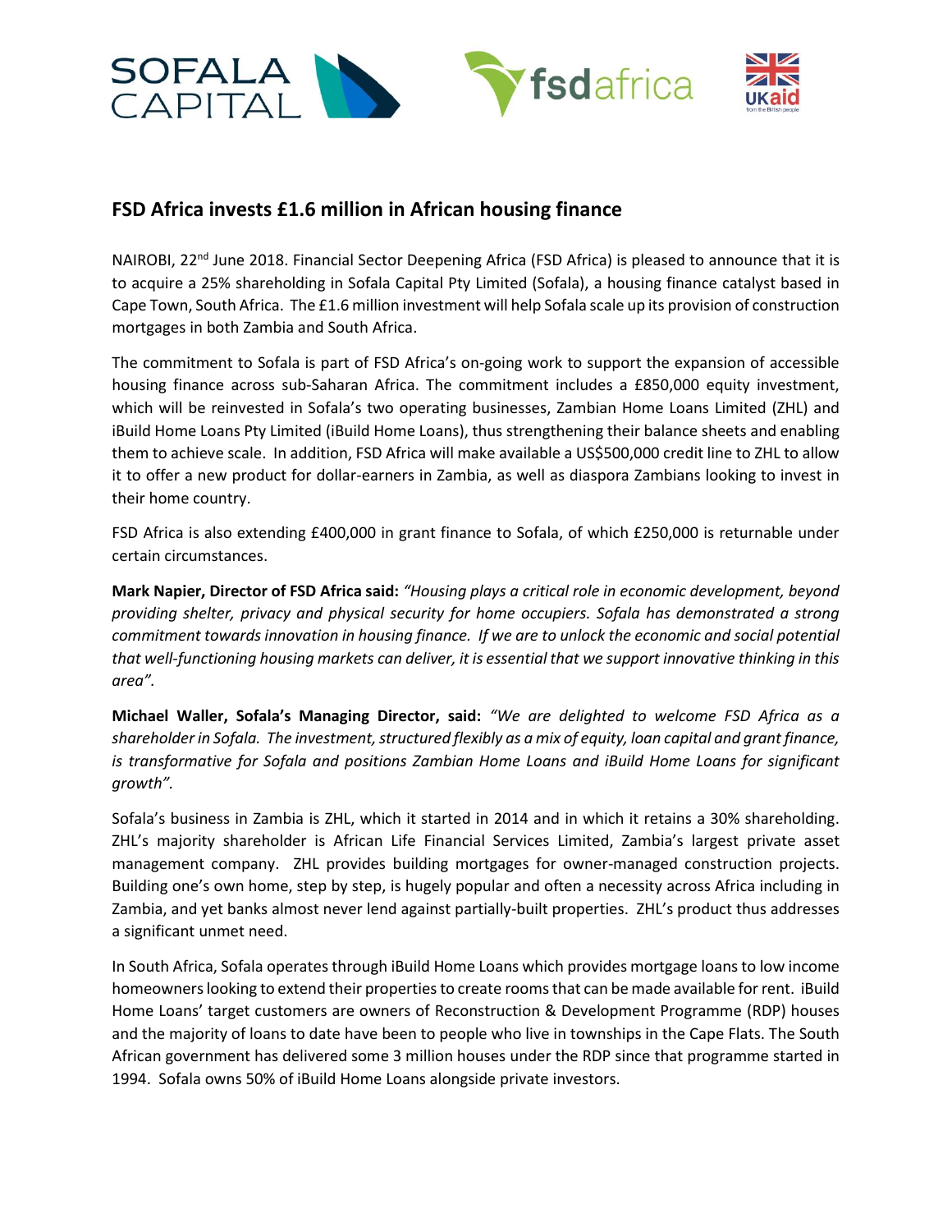## FSD Africa invests £1.6 million in African housing finance

NAIROBI, 22nd June 2018. Financial Sector Deepening Africa (FSD Africa) is pleased to announce that it is to acquire a 25% shareholding in Sofala Capital Pty Limited (Sofala), a housing finance catalyst based in Cape Town, South Africa. The £1.6 million investment will help Sofala scale up its provision of construction mortgages in both Zambia and South Africa.

The commitment to Sofala is part of FSD Africa's on-going work to support the expansion of accessible housing finance across sub-Saharan Africa. The commitment includes a £850,000 equity investment, which will be reinvested in Sofala's two operating businesses, Zambian Home Loans Limited (ZHL) and iBuild Home Loans Pty Limited (iBuild Home Loans), thus strengthening their balance sheets and enabling them to achieve scale. In addition, FSD Africa will make available a US$500,000 credit line to ZHL to allow it to offer a new product for dollar-earners in Zambia, as well as diaspora Zambians looking to invest in their home country.

FSD Africa is also extending £400,000 in grant finance to Sofala, of which £250,000 is returnable under certain circumstances.

**Mark Napier, Director of FSD Africa said:** *"Housing plays a critical role in economic development, beyond providing shelter, privacy and physical security for home occupiers. Sofala has demonstrated a strong commitment towards innovation in housing finance. If we are to unlock the economic and social potential that well-functioning housing markets can deliver, it is essential that we support innovative thinking in this area".*

**Michael Waller, Sofala's Managing Director, said:** *"We are delighted to welcome FSD Africa as a shareholder in Sofala. The investment, structured flexibly as a mix of equity, loan capital and grant finance, is transformative for Sofala and positions Zambian Home Loans and iBuild Home Loans for significant growth".*

Sofala's business in Zambia is ZHL, which it started in 2014 and in which it retains a 30% shareholding. ZHL's majority shareholder is African Life Financial Services Limited, Zambia's largest private asset management company. ZHL provides building mortgages for owner-managed construction projects. Building one's own home, step by step, is hugely popular and often a necessity across Africa including in Zambia, and yet banks almost never lend against partially-built properties. ZHL's product thus addresses a significant unmet need.

In South Africa, Sofala operates through iBuild Home Loans which provides mortgage loans to low income homeowners looking to extend their properties to create rooms that can be made available for rent. iBuild Home Loans' target customers are owners of Reconstruction & Development Programme (RDP) houses and the majority of loans to date have been to people who live in townships in the Cape Flats. The South African government has delivered some 3 million houses under the RDP since that programme started in 1994. Sofala owns 50% of iBuild Home Loans alongside private investors.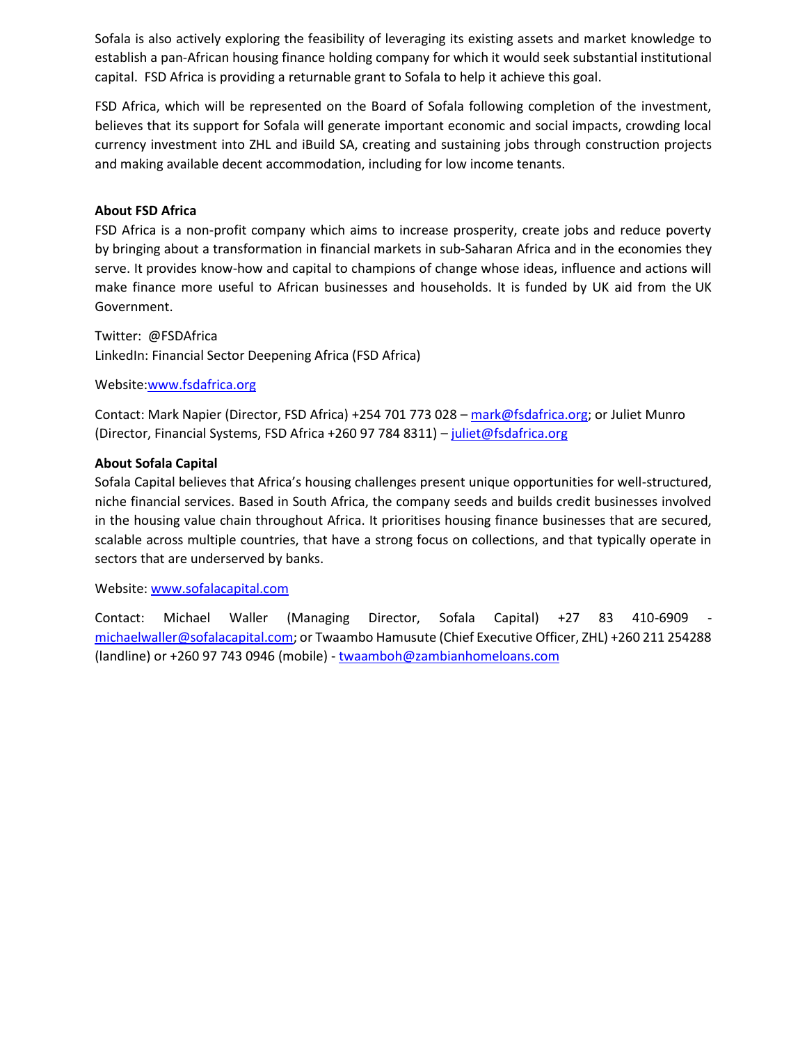Sofala is also actively exploring the feasibility of leveraging its existing assets and market knowledge to establish a pan-African housing finance holding company for which it would seek substantial institutional capital. FSD Africa is providing a returnable grant to Sofala to help it achieve this goal.

FSD Africa, which will be represented on the Board of Sofala following completion of the investment, believes that its support for Sofala will generate important economic and social impacts, crowding local currency investment into ZHL and iBuild SA, creating and sustaining jobs through construction projects and making available decent accommodation, including for low income tenants.

**About FSD Africa**

FSD Africa is a non-profit company which aims to increase prosperity, create jobs and reduce poverty by bringing about a transformation in financial markets in sub-Saharan Africa and in the economies they serve. It provides know-how and capital to champions of change whose ideas, influence and actions will make finance more useful to African businesses and households. It is funded by UK aid from the UK Government.

Twitter: @FSDAfrica
LinkedIn: Financial Sector Deepening Africa (FSD Africa)

Website:www.fsdafrica.org

Contact: Mark Napier (Director, FSD Africa) +254 701 773 028 – mark@fsdafrica.org; or Juliet Munro (Director, Financial Systems, FSD Africa +260 97 784 8311) – juliet@fsdafrica.org

**About Sofala Capital**

Sofala Capital believes that Africa's housing challenges present unique opportunities for well-structured, niche financial services. Based in South Africa, the company seeds and builds credit businesses involved in the housing value chain throughout Africa. It prioritises housing finance businesses that are secured, scalable across multiple countries, that have a strong focus on collections, and that typically operate in sectors that are underserved by banks.

Website: www.sofalacapital.com

Contact: Michael Waller (Managing Director, Sofala Capital) +27 83 410-6909 - michaelwaller@sofalacapital.com; or Twaambo Hamusute (Chief Executive Officer, ZHL) +260 211 254288 (landline) or +260 97 743 0946 (mobile) - twaamboh@zambianhomeloans.com